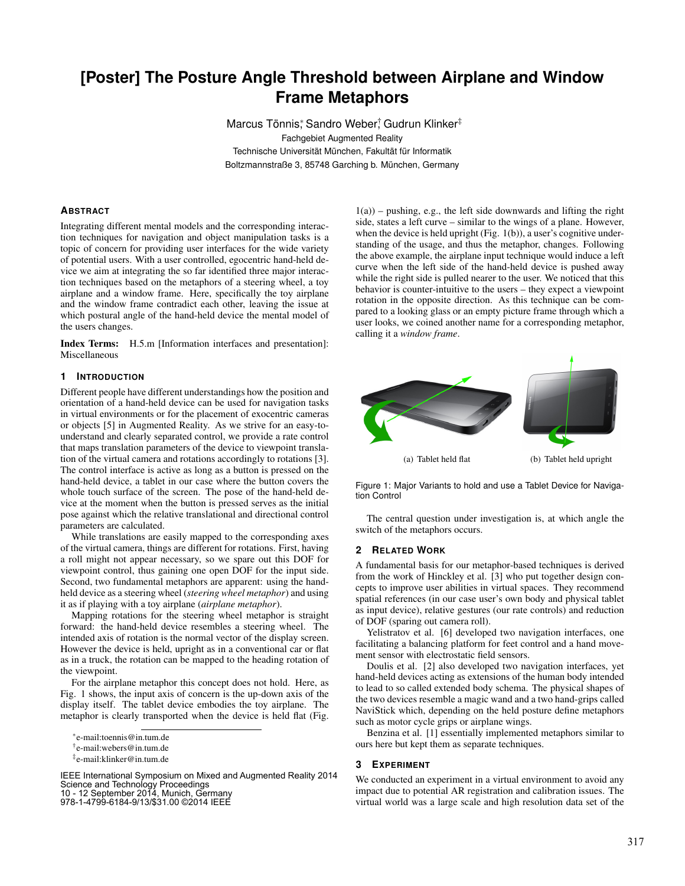# [Poster] The Posture Angle Threshold between Airplane and Window Frame Metaphors

Marcus Tönnis*, Sandro Weber†, Gudrun Klinker‡

Fachgebiet Augmented Reality
Technische Universität München, Fakultät für Informatik
Boltzmannstraße 3, 85748 Garching b. München, Germany

## Abstract

Integrating different mental models and the corresponding interaction techniques for navigation and object manipulation tasks is a topic of concern for providing user interfaces for the wide variety of potential users. With a user controlled, egocentric hand-held device we aim at integrating the so far identified three major interaction techniques based on the metaphors of a steering wheel, a toy airplane and a window frame. Here, specifically the toy airplane and the window frame contradict each other, leaving the issue at which postural angle of the hand-held device the mental model of the users changes.

**Index Terms:** H.5.m [Information interfaces and presentation]: Miscellaneous

## 1 Introduction

Different people have different understandings how the position and orientation of a hand-held device can be used for navigation tasks in virtual environments or for the placement of exocentric cameras or objects [5] in Augmented Reality. As we strive for an easy-to-understand and clearly separated control, we provide a rate control that maps translation parameters of the device to viewpoint translation of the virtual camera and rotations accordingly to rotations [3]. The control interface is active as long as a button is pressed on the hand-held device, a tablet in our case where the button covers the whole touch surface of the screen. The pose of the hand-held device at the moment when the button is pressed serves as the initial pose against which the relative translational and directional control parameters are calculated.

While translations are easily mapped to the corresponding axes of the virtual camera, things are different for rotations. First, having a roll might not appear necessary, so we spare out this DOF for viewpoint control, thus gaining one open DOF for the input side. Second, two fundamental metaphors are apparent: using the hand-held device as a steering wheel (*steering wheel metaphor*) and using it as if playing with a toy airplane (*airplane metaphor*).

Mapping rotations for the steering wheel metaphor is straight forward: the hand-held device resembles a steering wheel. The intended axis of rotation is the normal vector of the display screen. However the device is held, upright as in a conventional car or flat as in a truck, the rotation can be mapped to the heading rotation of the viewpoint.

For the airplane metaphor this concept does not hold. Here, as Fig. 1 shows, the input axis of concern is the up-down axis of the display itself. The tablet device embodies the toy airplane. The metaphor is clearly transported when the device is held flat (Fig. 1(a)) – pushing, e.g., the left side downwards and lifting the right side, states a left curve – similar to the wings of a plane. However, when the device is held upright (Fig. 1(b)), a user's cognitive understanding of the usage, and thus the metaphor, changes. Following the above example, the airplane input technique would induce a left curve when the left side of the hand-held device is pushed away while the right side is pulled nearer to the user. We noticed that this behavior is counter-intuitive to the users – they expect a viewpoint rotation in the opposite direction. As this technique can be compared to a looking glass or an empty picture frame through which a user looks, we coined another name for a corresponding metaphor, calling it a *window frame*.

(a) Tablet held flat

(b) Tablet held upright

Figure 1: Major Variants to hold and use a Tablet Device for Navigation Control

The central question under investigation is, at which angle the switch of the metaphors occurs.

## 2 Related Work

A fundamental basis for our metaphor-based techniques is derived from the work of Hinckley et al. [3] who put together design concepts to improve user abilities in virtual spaces. They recommend spatial references (in our case user's own body and physical tablet as input device), relative gestures (our rate controls) and reduction of DOF (sparing out camera roll).

Yelistratov et al. [6] developed two navigation interfaces, one facilitating a balancing platform for feet control and a hand movement sensor with electrostatic field sensors.

Doulis et al. [2] also developed two navigation interfaces, yet hand-held devices acting as extensions of the human body intended to lead to so called extended body schema. The physical shapes of the two devices resemble a magic wand and a two hand-grips called NaviStick which, depending on the held posture define metaphors such as motor cycle grips or airplane wings.

Benzina et al. [1] essentially implemented metaphors similar to ours here but kept them as separate techniques.

## 3 Experiment

We conducted an experiment in a virtual environment to avoid any impact due to potential AR registration and calibration issues. The virtual world was a large scale and high resolution data set of the

*e-mail:toennis@in.tum.de
†e-mail:webers@in.tum.de
‡e-mail:klinker@in.tum.de

IEEE International Symposium on Mixed and Augmented Reality 2014
Science and Technology Proceedings
10 - 12 September 2014, Munich, Germany
978-1-4799-6184-9/13/$31.00 ©2014 IEEE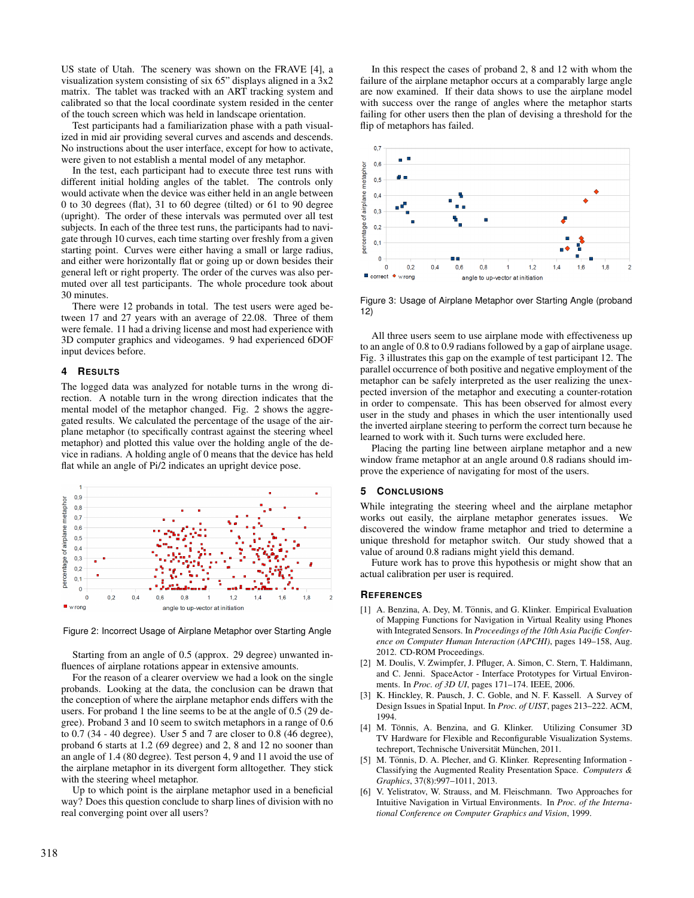US state of Utah. The scenery was shown on the FRAVE [4], a visualization system consisting of six 65" displays aligned in a 3x2 matrix. The tablet was tracked with an ART tracking system and calibrated so that the local coordinate system resided in the center of the touch screen which was held in landscape orientation.

Test participants had a familiarization phase with a path visualized in mid air providing several curves and ascends and descends. No instructions about the user interface, except for how to activate, were given to not establish a mental model of any metaphor.

In the test, each participant had to execute three test runs with different initial holding angles of the tablet. The controls only would activate when the device was either held in an angle between 0 to 30 degrees (flat), 31 to 60 degree (tilted) or 61 to 90 degree (upright). The order of these intervals was permuted over all test subjects. In each of the three test runs, the participants had to navigate through 10 curves, each time starting over freshly from a given starting point. Curves were either having a small or large radius, and either were horizontally flat or going up or down besides their general left or right property. The order of the curves was also permuted over all test participants. The whole procedure took about 30 minutes.

There were 12 probands in total. The test users were aged between 17 and 27 years with an average of 22.08. Three of them were female. 11 had a driving license and most had experience with 3D computer graphics and videogames. 9 had experienced 6DOF input devices before.

## 4 Results

The logged data was analyzed for notable turns in the wrong direction. A notable turn in the wrong direction indicates that the mental model of the metaphor changed. Fig. 2 shows the aggregated results. We calculated the percentage of the usage of the airplane metaphor (to specifically contrast against the steering wheel metaphor) and plotted this value over the holding angle of the device in radians. A holding angle of 0 means that the device has held flat while an angle of Pi/2 indicates an upright device pose.

percentage of airplane metaphor
1
0,9
0,8
0,7
0,6
0,5
0,4
0,3
0,2
0,1
0
0 0,2 0,4 0,6 0,8 1 1,2 1,4 1,6 1,8 2
wrong
angle to up-vector at initiation

Figure 2: Incorrect Usage of Airplane Metaphor over Starting Angle

Starting from an angle of 0.5 (approx. 29 degree) unwanted influences of airplane rotations appear in extensive amounts.

For the reason of a clearer overview we had a look on the single probands. Looking at the data, the conclusion can be drawn that the conception of where the airplane metaphor ends differs with the users. For proband 1 the line seems to be at the angle of 0.5 (29 degree). Proband 3 and 10 seem to switch metaphors in a range of 0.6 to 0.7 (34 - 40 degree). User 5 and 7 are closer to 0.8 (46 degree), proband 6 starts at 1.2 (69 degree) and 2, 8 and 12 no sooner than an angle of 1.4 (80 degree). Test person 4, 9 and 11 avoid the use of the airplane metaphor in its divergent form alltogether. They stick with the steering wheel metaphor.

Up to which point is the airplane metaphor used in a beneficial way? Does this question conclude to sharp lines of division with no real converging point over all users?

In this respect the cases of proband 2, 8 and 12 with whom the failure of the airplane metaphor occurs at a comparably large angle are now examined. If their data shows to use the airplane model with success over the range of angles where the metaphor starts failing for other users then the plan of devising a threshold for the flip of metaphors has failed.

percentage of airplane metaphor
0,7
0,6
0,5
0,4
0,3
0,2
0,1
0
0 0,2 0,4 0,6 0,8 1 1,2 1,4 1,6 1,8 2
correct wrong
angle to up-vector at initiation

Figure 3: Usage of Airplane Metaphor over Starting Angle (proband 12)

All three users seem to use airplane mode with effectiveness up to an angle of 0.8 to 0.9 radians followed by a gap of airplane usage. Fig. 3 illustrates this gap on the example of test participant 12. The parallel occurrence of both positive and negative employment of the metaphor can be safely interpreted as the user realizing the unexpected inversion of the metaphor and executing a counter-rotation in order to compensate. This has been observed for almost every user in the study and phases in which the user intentionally used the inverted airplane steering to perform the correct turn because he learned to work with it. Such turns were excluded here.

Placing the parting line between airplane metaphor and a new window frame metaphor at an angle around 0.8 radians should improve the experience of navigating for most of the users.

## 5 Conclusions

While integrating the steering wheel and the airplane metaphor works out easily, the airplane metaphor generates issues. We discovered the window frame metaphor and tried to determine a unique threshold for metaphor switch. Our study showed that a value of around 0.8 radians might yield this demand.

Future work has to prove this hypothesis or might show that an actual calibration per user is required.

## References

[1] A. Benzina, A. Dey, M. Tönnis, and G. Klinker. Empirical Evaluation of Mapping Functions for Navigation in Virtual Reality using Phones with Integrated Sensors. In *Proceedings of the 10th Asia Pacific Conference on Computer Human Interaction (APCHI)*, pages 149–158, Aug. 2012. CD-ROM Proceedings.

[2] M. Doulis, V. Zwimpfer, J. Pfluger, A. Simon, C. Stern, T. Haldimann, and C. Jenni. SpaceActor - Interface Prototypes for Virtual Environments. In *Proc. of 3D UI*, pages 171–174. IEEE, 2006.

[3] K. Hinckley, R. Pausch, J. C. Goble, and N. F. Kassell. A Survey of Design Issues in Spatial Input. In *Proc. of UIST*, pages 213–222. ACM, 1994.

[4] M. Tönnis, A. Benzina, and G. Klinker. Utilizing Consumer 3D TV Hardware for Flexible and Reconfigurable Visualization Systems. techreport, Technische Universität München, 2011.

[5] M. Tönnis, D. A. Plecher, and G. Klinker. Representing Information - Classifying the Augmented Reality Presentation Space. *Computers & Graphics*, 37(8):997–1011, 2013.

[6] V. Yelistratov, W. Strauss, and M. Fleischmann. Two Approaches for Intuitive Navigation in Virtual Environments. In *Proc. of the International Conference on Computer Graphics and Vision*, 1999.